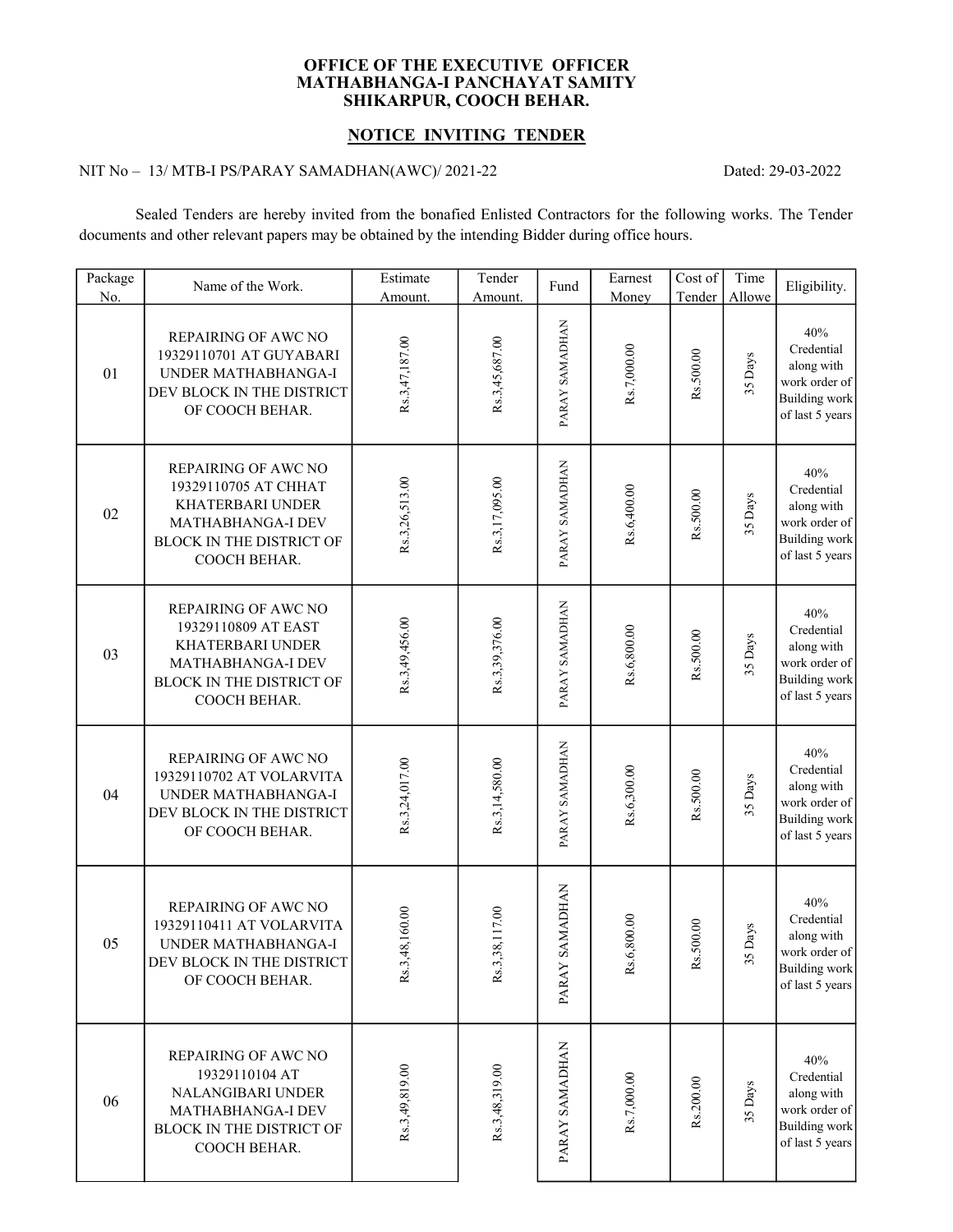**OFFICE OF THE EXECUTIVE OFFICER**
**MATHABHANGA-I PANCHAYAT SAMITY**
**SHIKARPUR, COOCH BEHAR.**

## NOTICE INVITING TENDER

NIT No – 13/ MTB-I PS/PARAY SAMADHAN(AWC)/ 2021-22 Dated: 29-03-2022

Sealed Tenders are hereby invited from the bonafied Enlisted Contractors for the following works. The Tender documents and other relevant papers may be obtained by the intending Bidder during office hours.

| Package No. | Name of the Work. | Estimate Amount. | Tender Amount. | Fund | Earnest Money | Cost of Tender | Time Allowe | Eligibility. |
|---|---|---|---|---|---|---|---|---|
| 01 | REPAIRING OF AWC NO 19329110701 AT GUYABARI UNDER MATHABHANGA-I DEV BLOCK IN THE DISTRICT OF COOCH BEHAR. | Rs.3,47,187.00 | Rs.3,45,687.00 | PARAY SAMADHAN | Rs.7,000.00 | Rs.500.00 | 35 Days | 40% Credential along with work order of Building work of last 5 years |
| 02 | REPAIRING OF AWC NO 19329110705 AT CHHAT KHATERBARI UNDER MATHABHANGA-I DEV BLOCK IN THE DISTRICT OF COOCH BEHAR. | Rs.3,26,513.00 | Rs.3,17,095.00 | PARAY SAMADHAN | Rs.6,400.00 | Rs.500.00 | 35 Days | 40% Credential along with work order of Building work of last 5 years |
| 03 | REPAIRING OF AWC NO 19329110809 AT EAST KHATERBARI UNDER MATHABHANGA-I DEV BLOCK IN THE DISTRICT OF COOCH BEHAR. | Rs.3,49,456.00 | Rs.3,39,376.00 | PARAY SAMADHAN | Rs.6,800.00 | Rs.500.00 | 35 Days | 40% Credential along with work order of Building work of last 5 years |
| 04 | REPAIRING OF AWC NO 19329110702 AT VOLARVITA UNDER MATHABHANGA-I DEV BLOCK IN THE DISTRICT OF COOCH BEHAR. | Rs.3,24,017.00 | Rs.3,14,580.00 | PARAY SAMADHAN | Rs.6,300.00 | Rs.500.00 | 35 Days | 40% Credential along with work order of Building work of last 5 years |
| 05 | REPAIRING OF AWC NO 19329110411 AT VOLARVITA UNDER MATHABHANGA-I DEV BLOCK IN THE DISTRICT OF COOCH BEHAR. | Rs.3,48,160.00 | Rs.3,38,117.00 | PARAY SAMADHAN | Rs.6,800.00 | Rs.500.00 | 35 Days | 40% Credential along with work order of Building work of last 5 years |
| 06 | REPAIRING OF AWC NO 19329110104 AT NALANGIBARI UNDER MATHABHANGA-I DEV BLOCK IN THE DISTRICT OF COOCH BEHAR. | Rs.3,49,819.00 | Rs.3,48,319.00 | PARAY SAMADHAN | Rs.7,000.00 | Rs.200.00 | 35 Days | 40% Credential along with work order of Building work of last 5 years |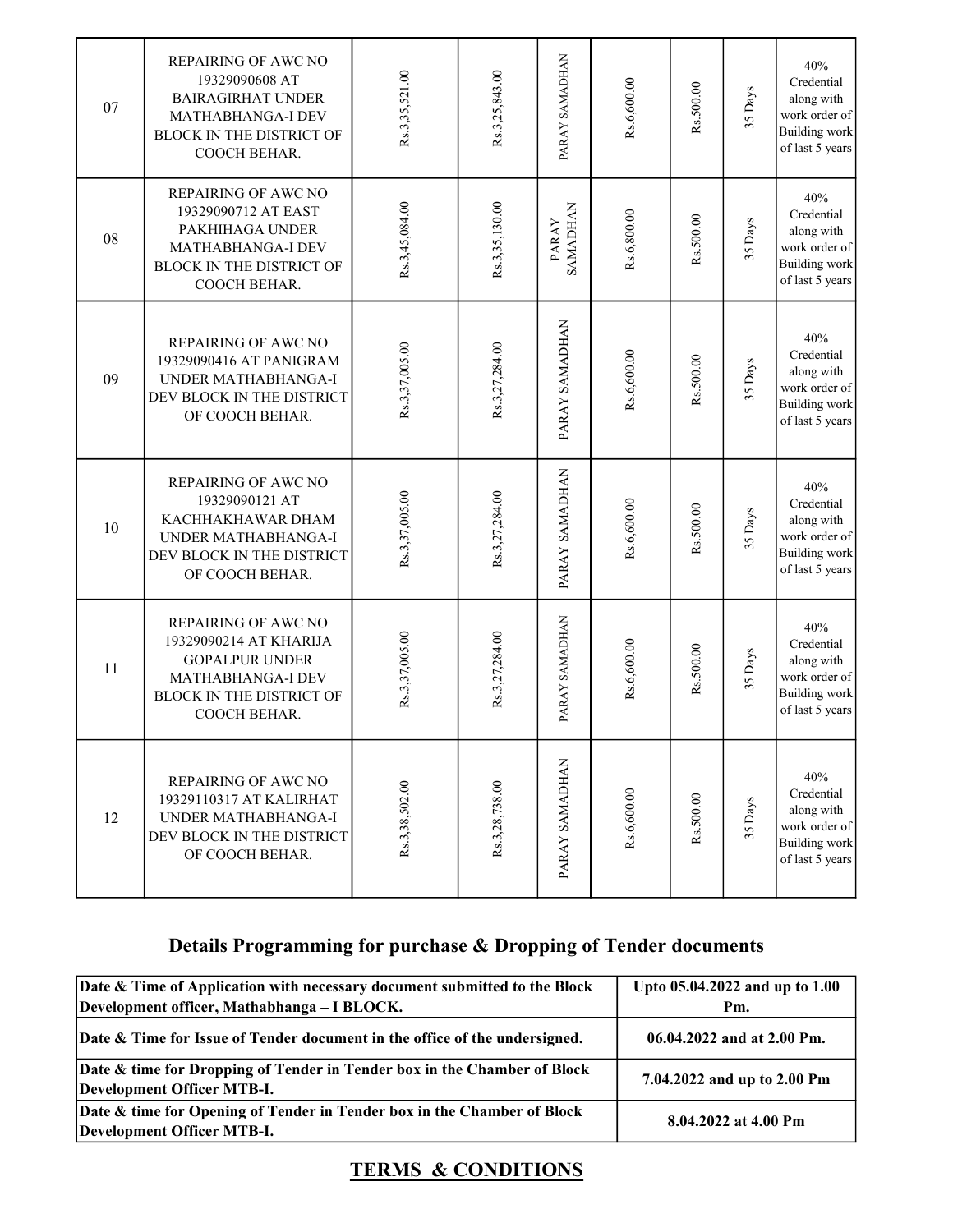| 07 | REPAIRING OF AWC NO 19329090608 AT BAIRAGIRHAT UNDER MATHABHANGA-I DEV BLOCK IN THE DISTRICT OF COOCH BEHAR. | Rs.3,35,521.00 | Rs.3,25,843.00 | PARAY SAMADHAN | Rs.6,600.00 | Rs.500.00 | 35 Days | 40% Credential along with work order of Building work of last 5 years |
|---|---|---|---|---|---|---|---|---|
| 08 | REPAIRING OF AWC NO 19329090712 AT EAST PAKHIHAGA UNDER MATHABHANGA-I DEV BLOCK IN THE DISTRICT OF COOCH BEHAR. | Rs.3,45,084.00 | Rs.3,35,130.00 | PARAY SAMADHAN | Rs.6,800.00 | Rs.500.00 | 35 Days | 40% Credential along with work order of Building work of last 5 years |
| 09 | REPAIRING OF AWC NO 19329090416 AT PANIGRAM UNDER MATHABHANGA-I DEV BLOCK IN THE DISTRICT OF COOCH BEHAR. | Rs.3,37,005.00 | Rs.3,27,284.00 | PARAY SAMADHAN | Rs.6,600.00 | Rs.500.00 | 35 Days | 40% Credential along with work order of Building work of last 5 years |
| 10 | REPAIRING OF AWC NO 19329090121 AT KACHHAKHAWAR DHAM UNDER MATHABHANGA-I DEV BLOCK IN THE DISTRICT OF COOCH BEHAR. | Rs.3,37,005.00 | Rs.3,27,284.00 | PARAY SAMADHAN | Rs.6,600.00 | Rs.500.00 | 35 Days | 40% Credential along with work order of Building work of last 5 years |
| 11 | REPAIRING OF AWC NO 19329090214 AT KHARIJA GOPALPUR UNDER MATHABHANGA-I DEV BLOCK IN THE DISTRICT OF COOCH BEHAR. | Rs.3,37,005.00 | Rs.3,27,284.00 | PARAY SAMADHAN | Rs.6,600.00 | Rs.500.00 | 35 Days | 40% Credential along with work order of Building work of last 5 years |
| 12 | REPAIRING OF AWC NO 19329110317 AT KALIRHAT UNDER MATHABHANGA-I DEV BLOCK IN THE DISTRICT OF COOCH BEHAR. | Rs.3,38,502.00 | Rs.3,28,738.00 | PARAY SAMADHAN | Rs.6,600.00 | Rs.500.00 | 35 Days | 40% Credential along with work order of Building work of last 5 years |

## Details Programming for purchase & Dropping of Tender documents

| **Date & Time of Application with necessary document submitted to the Block Development officer, Mathabhanga – I BLOCK.** | **Upto 05.04.2022 and up to 1.00 Pm.** |
|---|---|
| **Date & Time for Issue of Tender document in the office of the undersigned.** | **06.04.2022 and at 2.00 Pm.** |
| **Date & time for Dropping of Tender in Tender box in the Chamber of Block Development Officer MTB-I.** | **7.04.2022 and up to 2.00 Pm** |
| **Date & time for Opening of Tender in Tender box in the Chamber of Block Development Officer MTB-I.** | **8.04.2022 at 4.00 Pm** |

## TERMS & CONDITIONS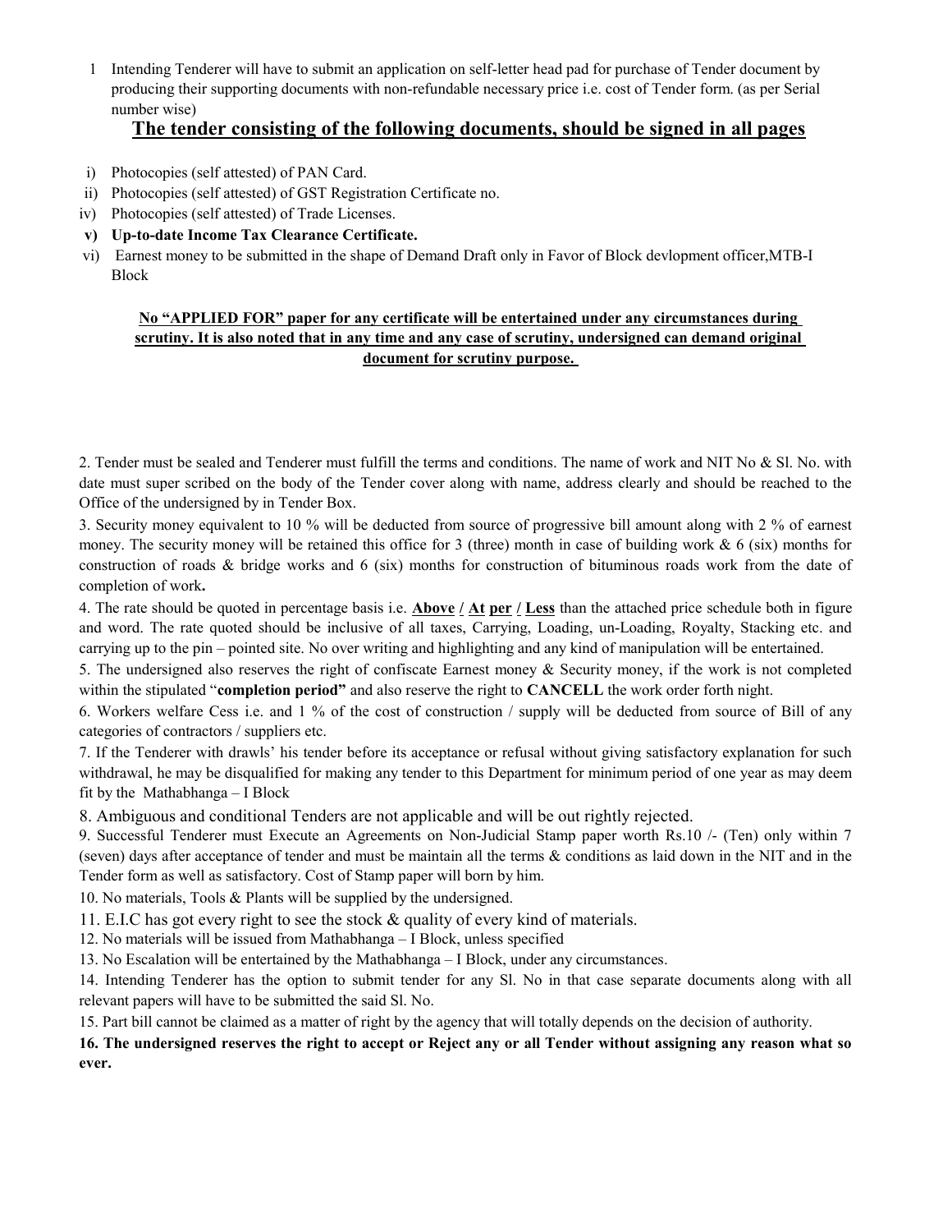1 Intending Tenderer will have to submit an application on self-letter head pad for purchase of Tender document by producing their supporting documents with non-refundable necessary price i.e. cost of Tender form. (as per Serial number wise)

## The tender consisting of the following documents, should be signed in all pages

i) Photocopies (self attested) of PAN Card.
ii) Photocopies (self attested) of GST Registration Certificate no.
iv) Photocopies (self attested) of Trade Licenses.
**v) Up-to-date Income Tax Clearance Certificate.**
vi) Earnest money to be submitted in the shape of Demand Draft only in Favor of Block devlopment officer,MTB-I Block

**No "APPLIED FOR" paper for any certificate will be entertained under any circumstances during scrutiny. It is also noted that in any time and any case of scrutiny, undersigned can demand original document for scrutiny purpose.**

2. Tender must be sealed and Tenderer must fulfill the terms and conditions. The name of work and NIT No & Sl. No. with date must super scribed on the body of the Tender cover along with name, address clearly and should be reached to the Office of the undersigned by in Tender Box.

3. Security money equivalent to 10 % will be deducted from source of progressive bill amount along with 2 % of earnest money. The security money will be retained this office for 3 (three) month in case of building work & 6 (six) months for construction of roads & bridge works and 6 (six) months for construction of bituminous roads work from the date of completion of work**.**

4. The rate should be quoted in percentage basis i.e. **Above / At per / Less** than the attached price schedule both in figure and word. The rate quoted should be inclusive of all taxes, Carrying, Loading, un-Loading, Royalty, Stacking etc. and carrying up to the pin – pointed site. No over writing and highlighting and any kind of manipulation will be entertained.

5. The undersigned also reserves the right of confiscate Earnest money & Security money, if the work is not completed within the stipulated "**completion period"** and also reserve the right to **CANCELL** the work order forth night.

6. Workers welfare Cess i.e. and 1 % of the cost of construction / supply will be deducted from source of Bill of any categories of contractors / suppliers etc.

7. If the Tenderer with drawls' his tender before its acceptance or refusal without giving satisfactory explanation for such withdrawal, he may be disqualified for making any tender to this Department for minimum period of one year as may deem fit by the Mathabhanga – I Block

8. Ambiguous and conditional Tenders are not applicable and will be out rightly rejected.

9. Successful Tenderer must Execute an Agreements on Non-Judicial Stamp paper worth Rs.10 /- (Ten) only within 7 (seven) days after acceptance of tender and must be maintain all the terms & conditions as laid down in the NIT and in the Tender form as well as satisfactory. Cost of Stamp paper will born by him.

10. No materials, Tools & Plants will be supplied by the undersigned.

11. E.I.C has got every right to see the stock & quality of every kind of materials.

12. No materials will be issued from Mathabhanga – I Block, unless specified

13. No Escalation will be entertained by the Mathabhanga – I Block, under any circumstances.

14. Intending Tenderer has the option to submit tender for any Sl. No in that case separate documents along with all relevant papers will have to be submitted the said Sl. No.

15. Part bill cannot be claimed as a matter of right by the agency that will totally depends on the decision of authority.

**16. The undersigned reserves the right to accept or Reject any or all Tender without assigning any reason what so ever.**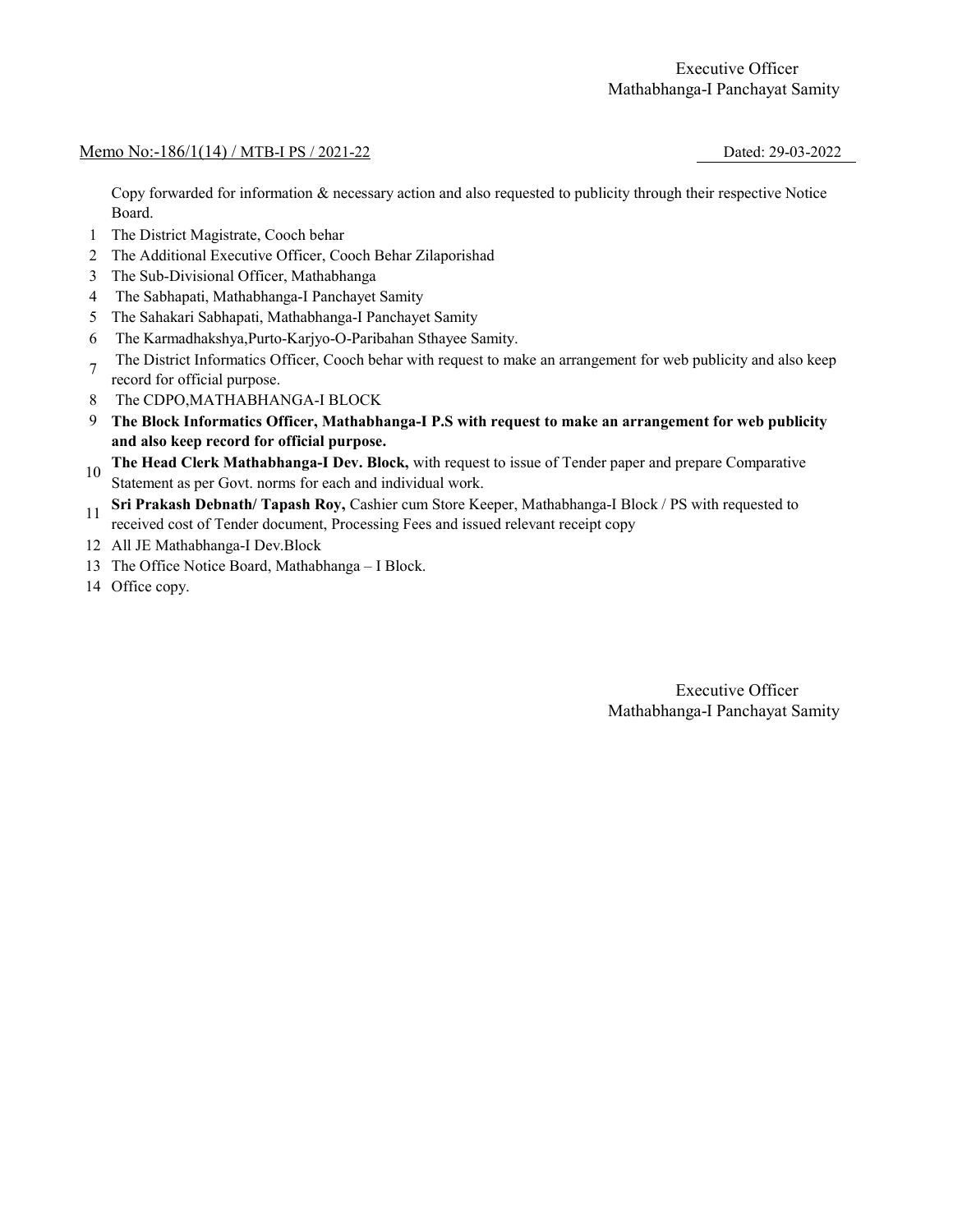Executive Officer
Mathabhanga-I Panchayat Samity

Memo No:-186/1(14) / MTB-I PS / 2021-22 Dated: 29-03-2022

Copy forwarded for information & necessary action and also requested to publicity through their respective Notice Board.

1. The District Magistrate, Cooch behar
2. The Additional Executive Officer, Cooch Behar Zilaporishad
3. The Sub-Divisional Officer, Mathabhanga
4. The Sabhapati, Mathabhanga-I Panchayet Samity
5. The Sahakari Sabhapati, Mathabhanga-I Panchayet Samity
6. The Karmadhakshya,Purto-Karjyo-O-Paribahan Sthayee Samity.
7. The District Informatics Officer, Cooch behar with request to make an arrangement for web publicity and also keep record for official purpose.
8. The CDPO,MATHABHANGA-I BLOCK
9. **The Block Informatics Officer, Mathabhanga-I P.S with request to make an arrangement for web publicity and also keep record for official purpose.**
10. **The Head Clerk Mathabhanga-I Dev. Block,** with request to issue of Tender paper and prepare Comparative Statement as per Govt. norms for each and individual work.
11. **Sri Prakash Debnath/ Tapash Roy,** Cashier cum Store Keeper, Mathabhanga-I Block / PS with requested to received cost of Tender document, Processing Fees and issued relevant receipt copy
12. All JE Mathabhanga-I Dev.Block
13. The Office Notice Board, Mathabhanga – I Block.
14. Office copy.

Executive Officer
Mathabhanga-I Panchayat Samity